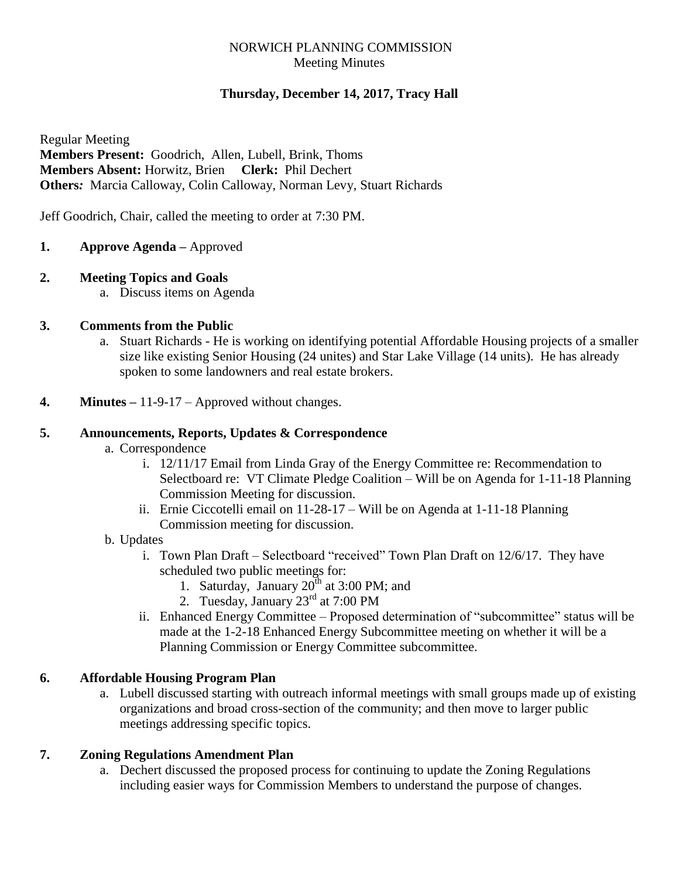NORWICH PLANNING COMMISSION
Meeting Minutes

**Thursday, December 14, 2017, Tracy Hall**

Regular Meeting
**Members Present:** Goodrich, Allen, Lubell, Brink, Thoms
**Members Absent:** Horwitz, Brien **Clerk:** Phil Dechert
**Others:** Marcia Calloway, Colin Calloway, Norman Levy, Stuart Richards

Jeff Goodrich, Chair, called the meeting to order at 7:30 PM.

**1. Approve Agenda –** Approved

**2. Meeting Topics and Goals**
   a. Discuss items on Agenda

**3. Comments from the Public**
   a. Stuart Richards - He is working on identifying potential Affordable Housing projects of a smaller size like existing Senior Housing (24 unites) and Star Lake Village (14 units). He has already spoken to some landowners and real estate brokers.

**4. Minutes –** 11-9-17 – Approved without changes.

**5. Announcements, Reports, Updates & Correspondence**
   a. Correspondence
      i. 12/11/17 Email from Linda Gray of the Energy Committee re: Recommendation to Selectboard re: VT Climate Pledge Coalition – Will be on Agenda for 1-11-18 Planning Commission Meeting for discussion.
      ii. Ernie Ciccotelli email on 11-28-17 – Will be on Agenda at 1-11-18 Planning Commission meeting for discussion.
   b. Updates
      i. Town Plan Draft – Selectboard "received" Town Plan Draft on 12/6/17. They have scheduled two public meetings for:
         1. Saturday, January 20th at 3:00 PM; and
         2. Tuesday, January 23rd at 7:00 PM
      ii. Enhanced Energy Committee – Proposed determination of "subcommittee" status will be made at the 1-2-18 Enhanced Energy Subcommittee meeting on whether it will be a Planning Commission or Energy Committee subcommittee.

**6. Affordable Housing Program Plan**
   a. Lubell discussed starting with outreach informal meetings with small groups made up of existing organizations and broad cross-section of the community; and then move to larger public meetings addressing specific topics.

**7. Zoning Regulations Amendment Plan**
   a. Dechert discussed the proposed process for continuing to update the Zoning Regulations including easier ways for Commission Members to understand the purpose of changes.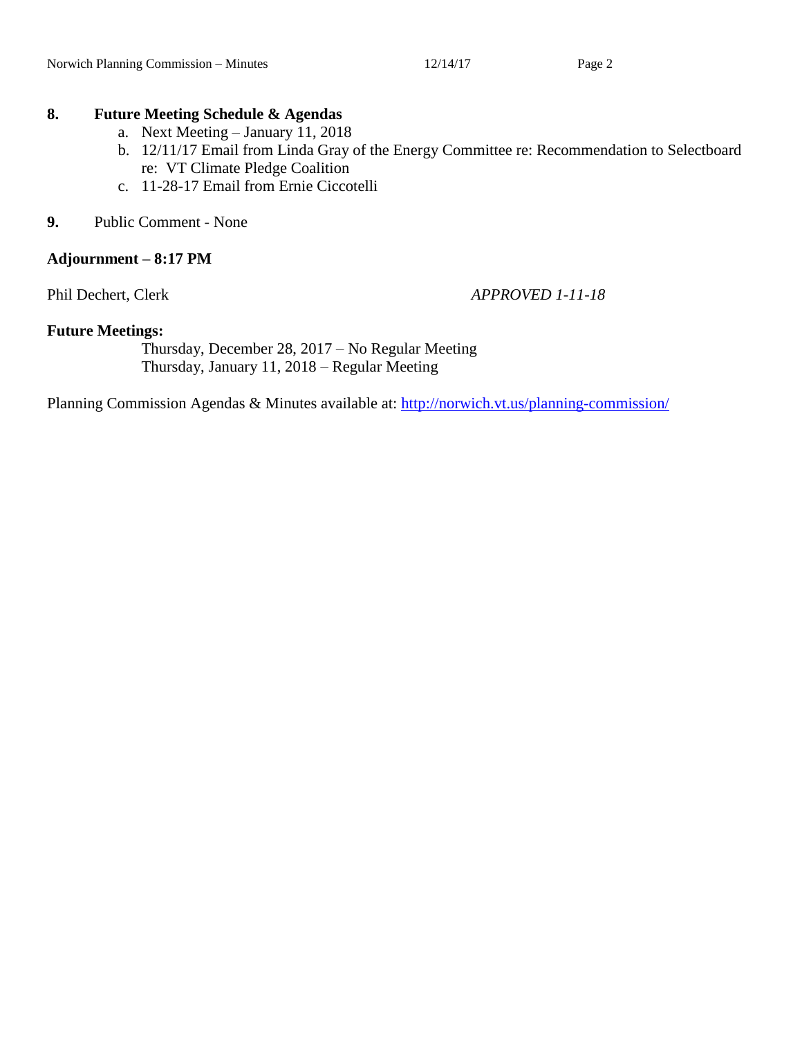**8. Future Meeting Schedule & Agendas**

a. Next Meeting – January 11, 2018
b. 12/11/17 Email from Linda Gray of the Energy Committee re: Recommendation to Selectboard re: VT Climate Pledge Coalition
c. 11-28-17 Email from Ernie Ciccotelli

**9.** Public Comment - None

**Adjournment – 8:17 PM**

Phil Dechert, Clerk *APPROVED 1-11-18*

**Future Meetings:**

Thursday, December 28, 2017 – No Regular Meeting
Thursday, January 11, 2018 – Regular Meeting

Planning Commission Agendas & Minutes available at: [http://norwich.vt.us/planning-commission/](http://norwich.vt.us/planning-commission/)